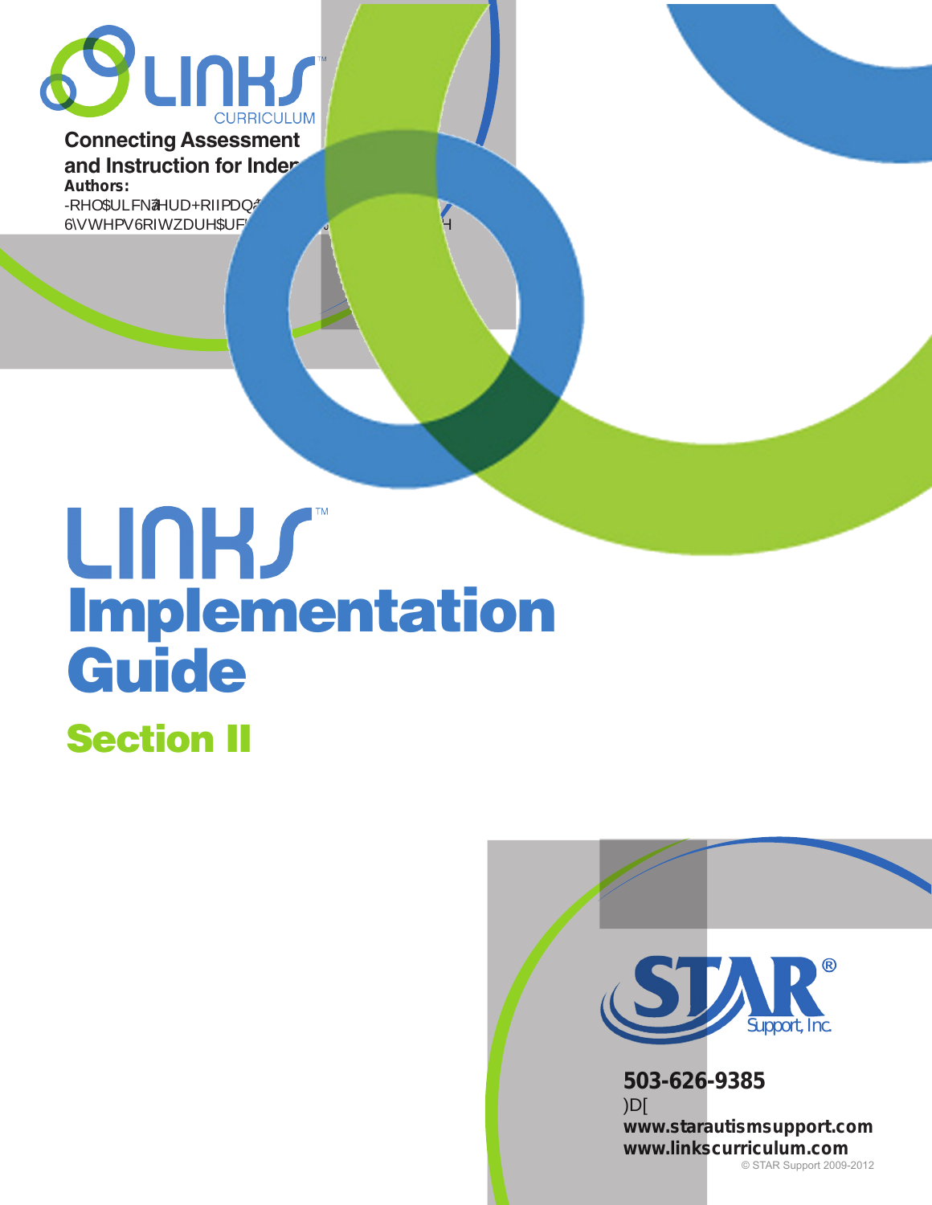# LINKS™ CURRICULUM

**Connecting Assessment and Instruction for Indep**

**Authors:**

-RHO$ULFNa7HUD+RIIPDQa

6\VWHPV6RIWZDUH$UF

# LINKS™ Implementation Guide

## Section II

STAR® Support, Inc.

**503-626-9385**

)D[

**www.starautismsupport.com**

**www.linkscurriculum.com**

© STAR Support 2009-2012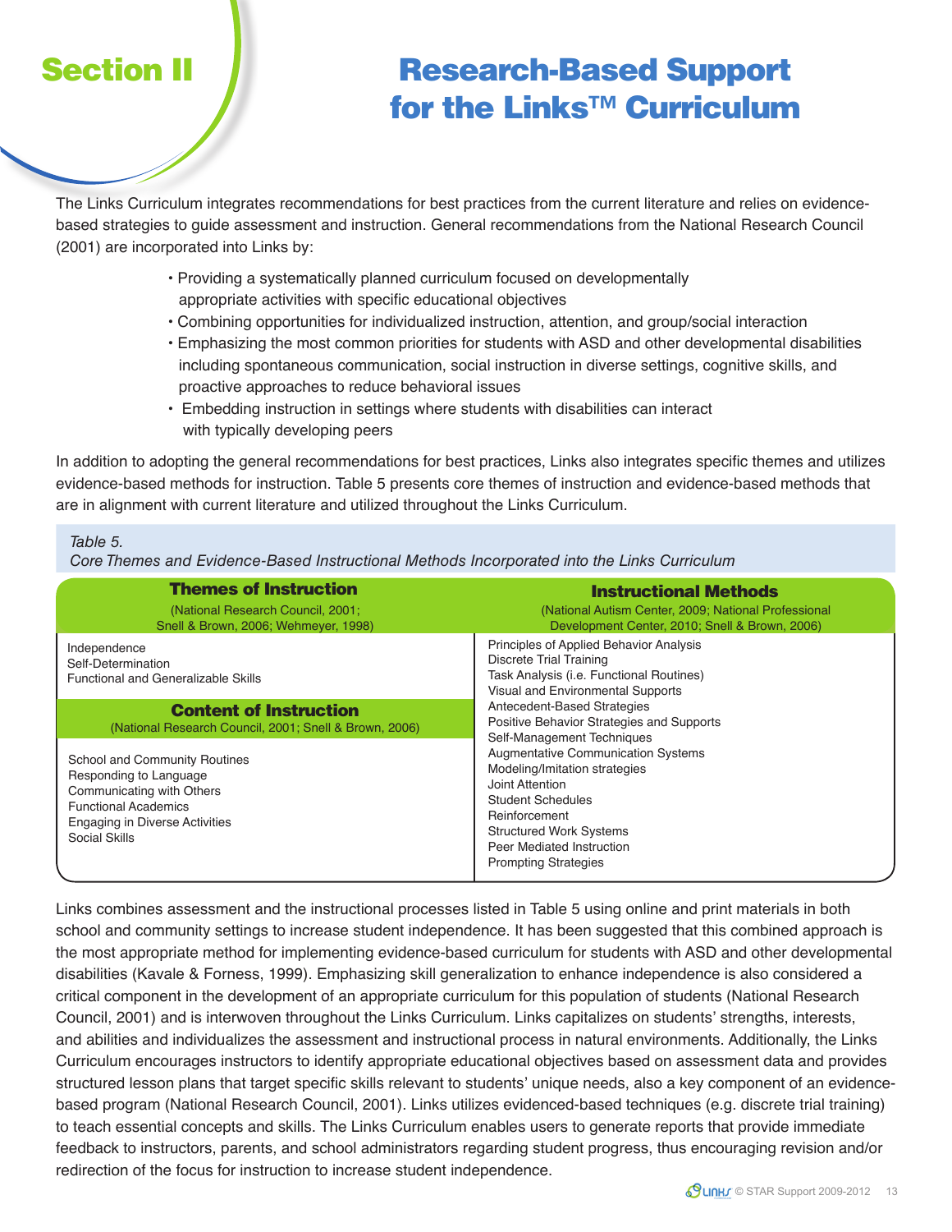# Section II

# Research-Based Support for the Links™ Curriculum

The Links Curriculum integrates recommendations for best practices from the current literature and relies on evidence-based strategies to guide assessment and instruction. General recommendations from the National Research Council (2001) are incorporated into Links by:

- Providing a systematically planned curriculum focused on developmentally appropriate activities with specific educational objectives
- Combining opportunities for individualized instruction, attention, and group/social interaction
- Emphasizing the most common priorities for students with ASD and other developmental disabilities including spontaneous communication, social instruction in diverse settings, cognitive skills, and proactive approaches to reduce behavioral issues
- Embedding instruction in settings where students with disabilities can interact with typically developing peers

In addition to adopting the general recommendations for best practices, Links also integrates specific themes and utilizes evidence-based methods for instruction. Table 5 presents core themes of instruction and evidence-based methods that are in alignment with current literature and utilized throughout the Links Curriculum.

*Table 5.*
*Core Themes and Evidence-Based Instructional Methods Incorporated into the Links Curriculum*

| **Themes of Instruction** (National Research Council, 2001; Snell & Brown, 2006; Wehmeyer, 1998) | **Instructional Methods** (National Autism Center, 2009; National Professional Development Center, 2010; Snell & Brown, 2006) |
|---|---|
| Independence<br>Self-Determination<br>Functional and Generalizable Skills | Principles of Applied Behavior Analysis<br>Discrete Trial Training<br>Task Analysis (i.e. Functional Routines)<br>Visual and Environmental Supports |
| **Content of Instruction** (National Research Council, 2001; Snell & Brown, 2006) | Antecedent-Based Strategies<br>Positive Behavior Strategies and Supports<br>Self-Management Techniques |
| School and Community Routines<br>Responding to Language<br>Communicating with Others<br>Functional Academics<br>Engaging in Diverse Activities<br>Social Skills | Augmentative Communication Systems<br>Modeling/Imitation strategies<br>Joint Attention<br>Student Schedules<br>Reinforcement<br>Structured Work Systems<br>Peer Mediated Instruction<br>Prompting Strategies |

Links combines assessment and the instructional processes listed in Table 5 using online and print materials in both school and community settings to increase student independence. It has been suggested that this combined approach is the most appropriate method for implementing evidence-based curriculum for students with ASD and other developmental disabilities (Kavale & Forness, 1999). Emphasizing skill generalization to enhance independence is also considered a critical component in the development of an appropriate curriculum for this population of students (National Research Council, 2001) and is interwoven throughout the Links Curriculum. Links capitalizes on students' strengths, interests, and abilities and individualizes the assessment and instructional process in natural environments. Additionally, the Links Curriculum encourages instructors to identify appropriate educational objectives based on assessment data and provides structured lesson plans that target specific skills relevant to students' unique needs, also a key component of an evidence-based program (National Research Council, 2001). Links utilizes evidenced-based techniques (e.g. discrete trial training) to teach essential concepts and skills. The Links Curriculum enables users to generate reports that provide immediate feedback to instructors, parents, and school administrators regarding student progress, thus encouraging revision and/or redirection of the focus for instruction to increase student independence.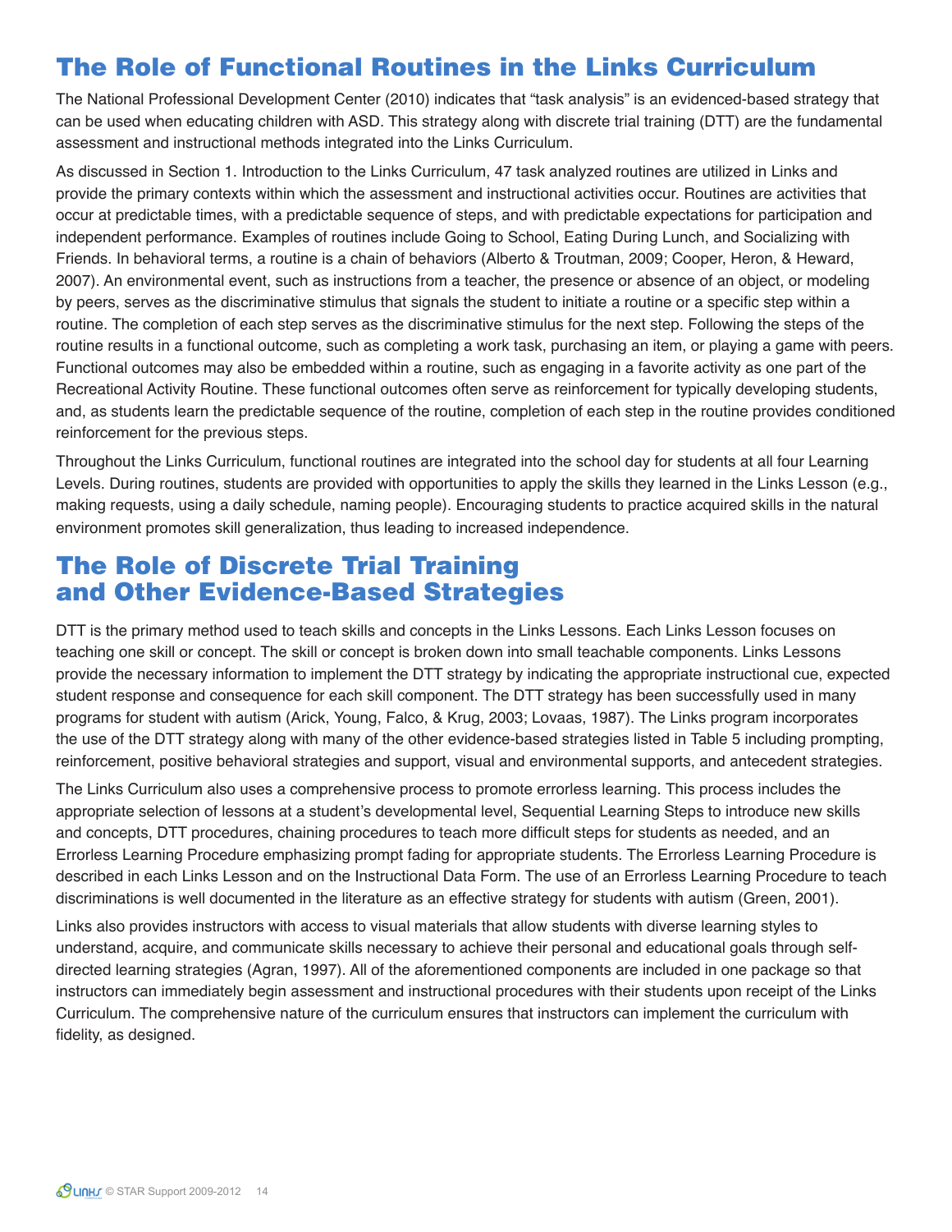## The Role of Functional Routines in the Links Curriculum

The National Professional Development Center (2010) indicates that "task analysis" is an evidenced-based strategy that can be used when educating children with ASD. This strategy along with discrete trial training (DTT) are the fundamental assessment and instructional methods integrated into the Links Curriculum.

As discussed in Section 1. Introduction to the Links Curriculum, 47 task analyzed routines are utilized in Links and provide the primary contexts within which the assessment and instructional activities occur. Routines are activities that occur at predictable times, with a predictable sequence of steps, and with predictable expectations for participation and independent performance. Examples of routines include Going to School, Eating During Lunch, and Socializing with Friends. In behavioral terms, a routine is a chain of behaviors (Alberto & Troutman, 2009; Cooper, Heron, & Heward, 2007). An environmental event, such as instructions from a teacher, the presence or absence of an object, or modeling by peers, serves as the discriminative stimulus that signals the student to initiate a routine or a specific step within a routine. The completion of each step serves as the discriminative stimulus for the next step. Following the steps of the routine results in a functional outcome, such as completing a work task, purchasing an item, or playing a game with peers. Functional outcomes may also be embedded within a routine, such as engaging in a favorite activity as one part of the Recreational Activity Routine. These functional outcomes often serve as reinforcement for typically developing students, and, as students learn the predictable sequence of the routine, completion of each step in the routine provides conditioned reinforcement for the previous steps.

Throughout the Links Curriculum, functional routines are integrated into the school day for students at all four Learning Levels. During routines, students are provided with opportunities to apply the skills they learned in the Links Lesson (e.g., making requests, using a daily schedule, naming people). Encouraging students to practice acquired skills in the natural environment promotes skill generalization, thus leading to increased independence.

## The Role of Discrete Trial Training and Other Evidence-Based Strategies

DTT is the primary method used to teach skills and concepts in the Links Lessons. Each Links Lesson focuses on teaching one skill or concept. The skill or concept is broken down into small teachable components. Links Lessons provide the necessary information to implement the DTT strategy by indicating the appropriate instructional cue, expected student response and consequence for each skill component. The DTT strategy has been successfully used in many programs for student with autism (Arick, Young, Falco, & Krug, 2003; Lovaas, 1987). The Links program incorporates the use of the DTT strategy along with many of the other evidence-based strategies listed in Table 5 including prompting, reinforcement, positive behavioral strategies and support, visual and environmental supports, and antecedent strategies.

The Links Curriculum also uses a comprehensive process to promote errorless learning. This process includes the appropriate selection of lessons at a student's developmental level, Sequential Learning Steps to introduce new skills and concepts, DTT procedures, chaining procedures to teach more difficult steps for students as needed, and an Errorless Learning Procedure emphasizing prompt fading for appropriate students. The Errorless Learning Procedure is described in each Links Lesson and on the Instructional Data Form. The use of an Errorless Learning Procedure to teach discriminations is well documented in the literature as an effective strategy for students with autism (Green, 2001).

Links also provides instructors with access to visual materials that allow students with diverse learning styles to understand, acquire, and communicate skills necessary to achieve their personal and educational goals through self-directed learning strategies (Agran, 1997). All of the aforementioned components are included in one package so that instructors can immediately begin assessment and instructional procedures with their students upon receipt of the Links Curriculum. The comprehensive nature of the curriculum ensures that instructors can implement the curriculum with fidelity, as designed.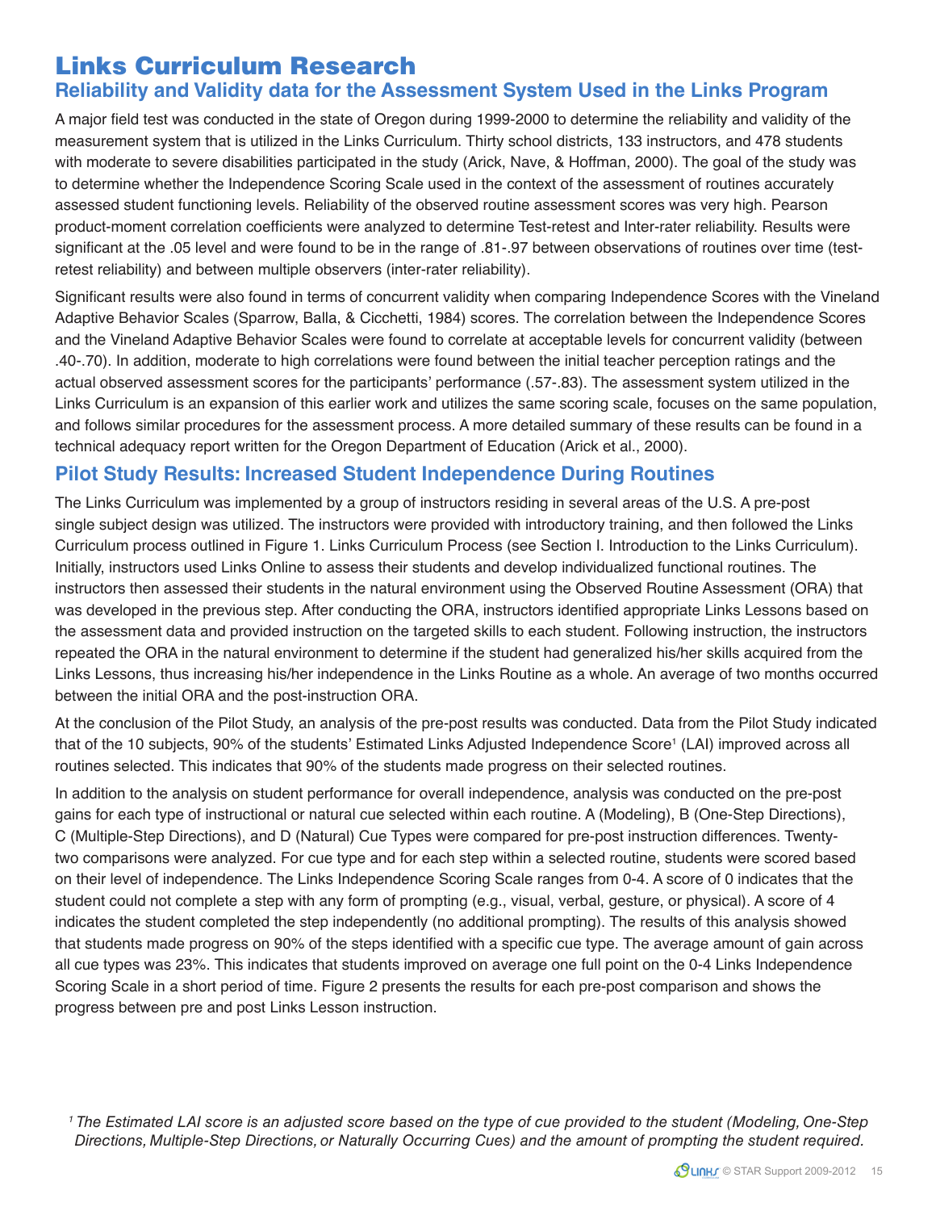# Links Curriculum Research

## Reliability and Validity data for the Assessment System Used in the Links Program

A major field test was conducted in the state of Oregon during 1999-2000 to determine the reliability and validity of the measurement system that is utilized in the Links Curriculum. Thirty school districts, 133 instructors, and 478 students with moderate to severe disabilities participated in the study (Arick, Nave, & Hoffman, 2000). The goal of the study was to determine whether the Independence Scoring Scale used in the context of the assessment of routines accurately assessed student functioning levels. Reliability of the observed routine assessment scores was very high. Pearson product-moment correlation coefficients were analyzed to determine Test-retest and Inter-rater reliability. Results were significant at the .05 level and were found to be in the range of .81-.97 between observations of routines over time (test-retest reliability) and between multiple observers (inter-rater reliability).

Significant results were also found in terms of concurrent validity when comparing Independence Scores with the Vineland Adaptive Behavior Scales (Sparrow, Balla, & Cicchetti, 1984) scores. The correlation between the Independence Scores and the Vineland Adaptive Behavior Scales were found to correlate at acceptable levels for concurrent validity (between .40-.70). In addition, moderate to high correlations were found between the initial teacher perception ratings and the actual observed assessment scores for the participants' performance (.57-.83). The assessment system utilized in the Links Curriculum is an expansion of this earlier work and utilizes the same scoring scale, focuses on the same population, and follows similar procedures for the assessment process. A more detailed summary of these results can be found in a technical adequacy report written for the Oregon Department of Education (Arick et al., 2000).

## Pilot Study Results: Increased Student Independence During Routines

The Links Curriculum was implemented by a group of instructors residing in several areas of the U.S. A pre-post single subject design was utilized. The instructors were provided with introductory training, and then followed the Links Curriculum process outlined in Figure 1. Links Curriculum Process (see Section I. Introduction to the Links Curriculum). Initially, instructors used Links Online to assess their students and develop individualized functional routines. The instructors then assessed their students in the natural environment using the Observed Routine Assessment (ORA) that was developed in the previous step. After conducting the ORA, instructors identified appropriate Links Lessons based on the assessment data and provided instruction on the targeted skills to each student. Following instruction, the instructors repeated the ORA in the natural environment to determine if the student had generalized his/her skills acquired from the Links Lessons, thus increasing his/her independence in the Links Routine as a whole. An average of two months occurred between the initial ORA and the post-instruction ORA.

At the conclusion of the Pilot Study, an analysis of the pre-post results was conducted. Data from the Pilot Study indicated that of the 10 subjects, 90% of the students' Estimated Links Adjusted Independence Score[1] (LAI) improved across all routines selected. This indicates that 90% of the students made progress on their selected routines.

In addition to the analysis on student performance for overall independence, analysis was conducted on the pre-post gains for each type of instructional or natural cue selected within each routine. A (Modeling), B (One-Step Directions), C (Multiple-Step Directions), and D (Natural) Cue Types were compared for pre-post instruction differences. Twenty-two comparisons were analyzed. For cue type and for each step within a selected routine, students were scored based on their level of independence. The Links Independence Scoring Scale ranges from 0-4. A score of 0 indicates that the student could not complete a step with any form of prompting (e.g., visual, verbal, gesture, or physical). A score of 4 indicates the student completed the step independently (no additional prompting). The results of this analysis showed that students made progress on 90% of the steps identified with a specific cue type. The average amount of gain across all cue types was 23%. This indicates that students improved on average one full point on the 0-4 Links Independence Scoring Scale in a short period of time. Figure 2 presents the results for each pre-post comparison and shows the progress between pre and post Links Lesson instruction.

*[1] The Estimated LAI score is an adjusted score based on the type of cue provided to the student (Modeling, One-Step Directions, Multiple-Step Directions, or Naturally Occurring Cues) and the amount of prompting the student required.*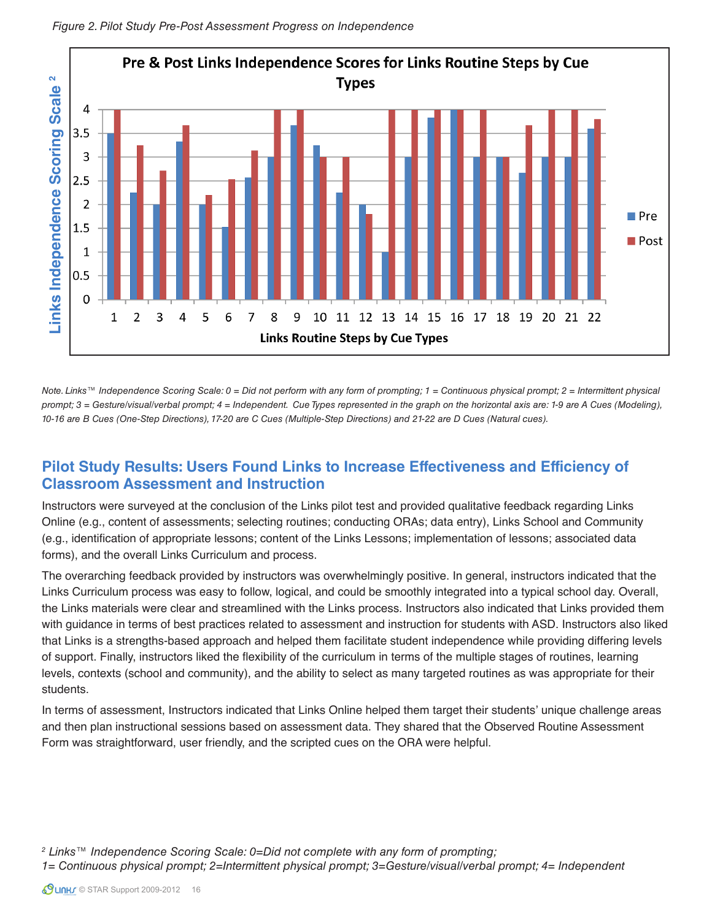*Figure 2. Pilot Study Pre-Post Assessment Progress on Independence*

*Note. Links™ Independence Scoring Scale: 0 = Did not perform with any form of prompting; 1 = Continuous physical prompt; 2 = Intermittent physical prompt; 3 = Gesture/visual/verbal prompt; 4 = Independent. Cue Types represented in the graph on the horizontal axis are: 1-9 are A Cues (Modeling), 10-16 are B Cues (One-Step Directions), 17-20 are C Cues (Multiple-Step Directions) and 21-22 are D Cues (Natural cues).*

## Pilot Study Results: Users Found Links to Increase Effectiveness and Efficiency of Classroom Assessment and Instruction

Instructors were surveyed at the conclusion of the Links pilot test and provided qualitative feedback regarding Links Online (e.g., content of assessments; selecting routines; conducting ORAs; data entry), Links School and Community (e.g., identification of appropriate lessons; content of the Links Lessons; implementation of lessons; associated data forms), and the overall Links Curriculum and process.

The overarching feedback provided by instructors was overwhelmingly positive. In general, instructors indicated that the Links Curriculum process was easy to follow, logical, and could be smoothly integrated into a typical school day. Overall, the Links materials were clear and streamlined with the Links process. Instructors also indicated that Links provided them with guidance in terms of best practices related to assessment and instruction for students with ASD. Instructors also liked that Links is a strengths-based approach and helped them facilitate student independence while providing differing levels of support. Finally, instructors liked the flexibility of the curriculum in terms of the multiple stages of routines, learning levels, contexts (school and community), and the ability to select as many targeted routines as was appropriate for their students.

In terms of assessment, Instructors indicated that Links Online helped them target their students' unique challenge areas and then plan instructional sessions based on assessment data. They shared that the Observed Routine Assessment Form was straightforward, user friendly, and the scripted cues on the ORA were helpful.

[2] *Links™ Independence Scoring Scale: 0=Did not complete with any form of prompting; 1= Continuous physical prompt; 2=Intermittent physical prompt; 3=Gesture/visual/verbal prompt; 4= Independent*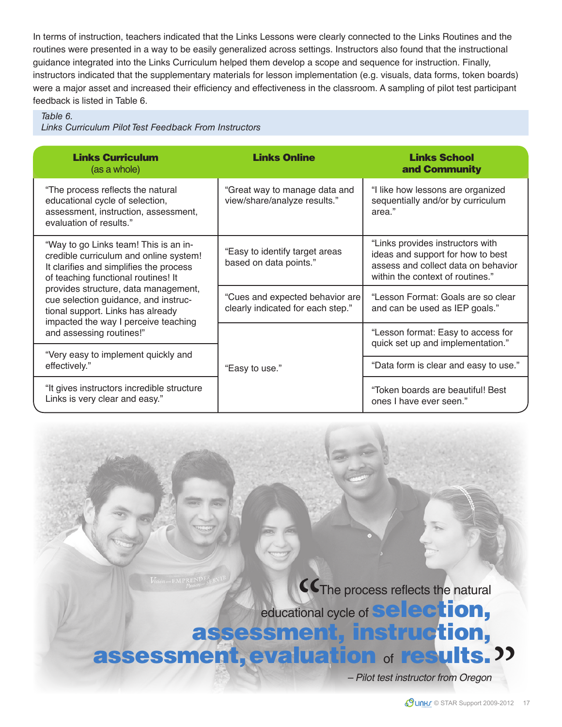In terms of instruction, teachers indicated that the Links Lessons were clearly connected to the Links Routines and the routines were presented in a way to be easily generalized across settings. Instructors also found that the instructional guidance integrated into the Links Curriculum helped them develop a scope and sequence for instruction. Finally, instructors indicated that the supplementary materials for lesson implementation (e.g. visuals, data forms, token boards) were a major asset and increased their efficiency and effectiveness in the classroom. A sampling of pilot test participant feedback is listed in Table 6.

*Table 6.*
*Links Curriculum Pilot Test Feedback From Instructors*

| **Links Curriculum** (as a whole) | **Links Online** | **Links School and Community** |
|---|---|---|
| "The process reflects the natural educational cycle of selection, assessment, instruction, assessment, evaluation of results." | "Great way to manage data and view/share/analyze results." | "I like how lessons are organized sequentially and/or by curriculum area." |
| "Way to go Links team! This is an incredible curriculum and online system! It clarifies and simplifies the process of teaching functional routines! It provides structure, data management, cue selection guidance, and instructional support. Links has already impacted the way I perceive teaching and assessing routines!" | "Easy to identify target areas based on data points." | "Links provides instructors with ideas and support for how to best assess and collect data on behavior within the context of routines." |
| | "Cues and expected behavior are clearly indicated for each step." | "Lesson Format: Goals are so clear and can be used as IEP goals." |
| "Very easy to implement quickly and effectively." | "Easy to use." | "Lesson format: Easy to access for quick set up and implementation." |
| | | "Data form is clear and easy to use." |
| "It gives instructors incredible structure Links is very clear and easy." | | "Token boards are beautiful! Best ones I have ever seen." |

"The process reflects the natural educational cycle of **selection, assessment, instruction, assessment, evaluation** of **results.**"

*– Pilot test instructor from Oregon*